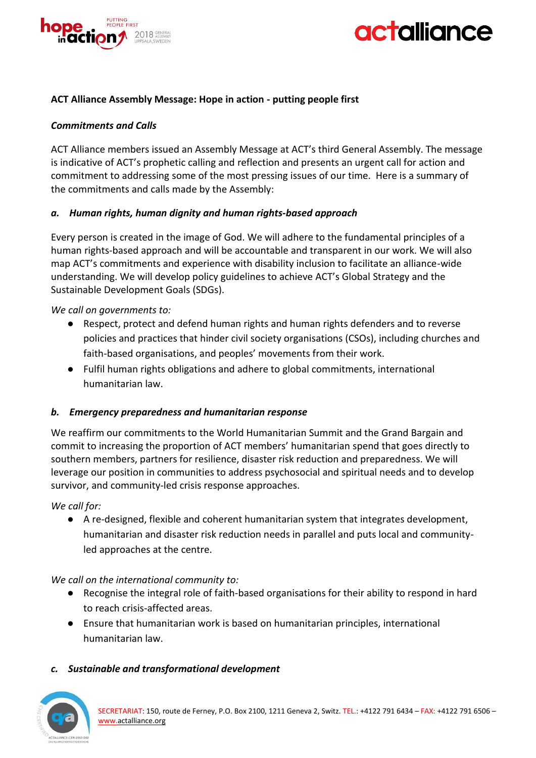**ACT Alliance Assembly Message: Hope in action - putting people first**

***Commitments and Calls***

ACT Alliance members issued an Assembly Message at ACT's third General Assembly. The message is indicative of ACT's prophetic calling and reflection and presents an urgent call for action and commitment to addressing some of the most pressing issues of our time. Here is a summary of the commitments and calls made by the Assembly:

***a. Human rights, human dignity and human rights-based approach***

Every person is created in the image of God. We will adhere to the fundamental principles of a human rights-based approach and will be accountable and transparent in our work. We will also map ACT's commitments and experience with disability inclusion to facilitate an alliance-wide understanding. We will develop policy guidelines to achieve ACT's Global Strategy and the Sustainable Development Goals (SDGs).

*We call on governments to:*

- Respect, protect and defend human rights and human rights defenders and to reverse policies and practices that hinder civil society organisations (CSOs), including churches and faith-based organisations, and peoples' movements from their work.
- Fulfil human rights obligations and adhere to global commitments, international humanitarian law.

***b. Emergency preparedness and humanitarian response***

We reaffirm our commitments to the World Humanitarian Summit and the Grand Bargain and commit to increasing the proportion of ACT members' humanitarian spend that goes directly to southern members, partners for resilience, disaster risk reduction and preparedness. We will leverage our position in communities to address psychosocial and spiritual needs and to develop survivor, and community-led crisis response approaches.

*We call for:*

- A re-designed, flexible and coherent humanitarian system that integrates development, humanitarian and disaster risk reduction needs in parallel and puts local and community-led approaches at the centre.

*We call on the international community to:*

- Recognise the integral role of faith-based organisations for their ability to respond in hard to reach crisis-affected areas.
- Ensure that humanitarian work is based on humanitarian principles, international humanitarian law.

***c. Sustainable and transformational development***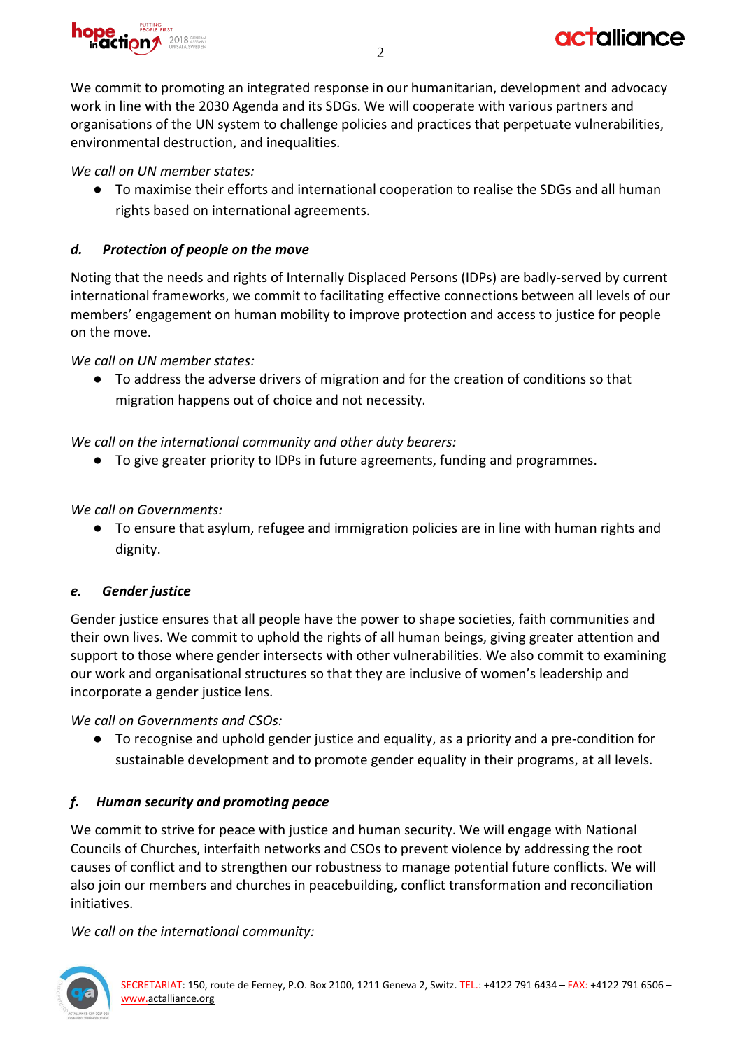We commit to promoting an integrated response in our humanitarian, development and advocacy work in line with the 2030 Agenda and its SDGs. We will cooperate with various partners and organisations of the UN system to challenge policies and practices that perpetuate vulnerabilities, environmental destruction, and inequalities.

*We call on UN member states:*

- To maximise their efforts and international cooperation to realise the SDGs and all human rights based on international agreements.

### *d. Protection of people on the move*

Noting that the needs and rights of Internally Displaced Persons (IDPs) are badly-served by current international frameworks, we commit to facilitating effective connections between all levels of our members' engagement on human mobility to improve protection and access to justice for people on the move.

*We call on UN member states:*

- To address the adverse drivers of migration and for the creation of conditions so that migration happens out of choice and not necessity.

*We call on the international community and other duty bearers:*

- To give greater priority to IDPs in future agreements, funding and programmes.

*We call on Governments:*

- To ensure that asylum, refugee and immigration policies are in line with human rights and dignity.

### *e. Gender justice*

Gender justice ensures that all people have the power to shape societies, faith communities and their own lives. We commit to uphold the rights of all human beings, giving greater attention and support to those where gender intersects with other vulnerabilities. We also commit to examining our work and organisational structures so that they are inclusive of women's leadership and incorporate a gender justice lens.

*We call on Governments and CSOs:*

- To recognise and uphold gender justice and equality, as a priority and a pre-condition for sustainable development and to promote gender equality in their programs, at all levels.

### *f. Human security and promoting peace*

We commit to strive for peace with justice and human security. We will engage with National Councils of Churches, interfaith networks and CSOs to prevent violence by addressing the root causes of conflict and to strengthen our robustness to manage potential future conflicts. We will also join our members and churches in peacebuilding, conflict transformation and reconciliation initiatives.

*We call on the international community:*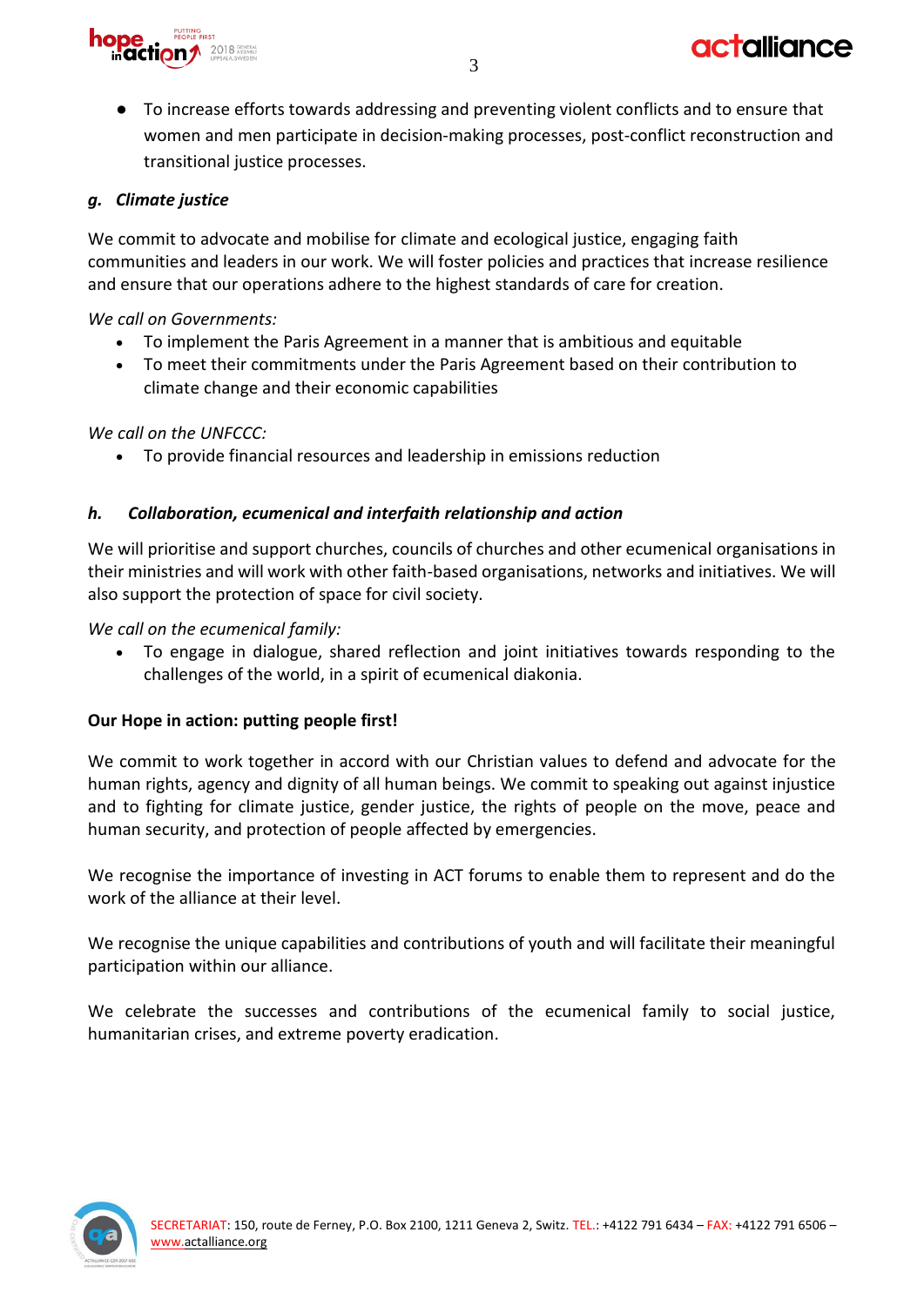- To increase efforts towards addressing and preventing violent conflicts and to ensure that women and men participate in decision-making processes, post-conflict reconstruction and transitional justice processes.

### *g. Climate justice*

We commit to advocate and mobilise for climate and ecological justice, engaging faith communities and leaders in our work. We will foster policies and practices that increase resilience and ensure that our operations adhere to the highest standards of care for creation.

*We call on Governments:*

- To implement the Paris Agreement in a manner that is ambitious and equitable
- To meet their commitments under the Paris Agreement based on their contribution to climate change and their economic capabilities

*We call on the UNFCCC:*

- To provide financial resources and leadership in emissions reduction

### *h. Collaboration, ecumenical and interfaith relationship and action*

We will prioritise and support churches, councils of churches and other ecumenical organisations in their ministries and will work with other faith-based organisations, networks and initiatives. We will also support the protection of space for civil society.

*We call on the ecumenical family:*

- To engage in dialogue, shared reflection and joint initiatives towards responding to the challenges of the world, in a spirit of ecumenical diakonia.

**Our Hope in action: putting people first!**

We commit to work together in accord with our Christian values to defend and advocate for the human rights, agency and dignity of all human beings. We commit to speaking out against injustice and to fighting for climate justice, gender justice, the rights of people on the move, peace and human security, and protection of people affected by emergencies.

We recognise the importance of investing in ACT forums to enable them to represent and do the work of the alliance at their level.

We recognise the unique capabilities and contributions of youth and will facilitate their meaningful participation within our alliance.

We celebrate the successes and contributions of the ecumenical family to social justice, humanitarian crises, and extreme poverty eradication.